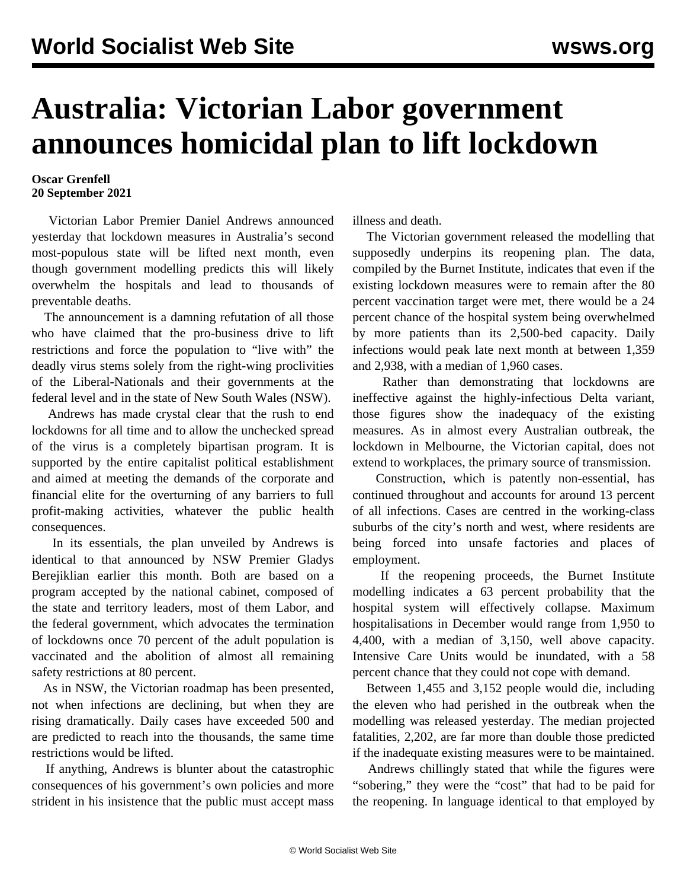# Australia: Victorian Labor government announces homicidal plan to lift lockdown

**Oscar Grenfell**
**20 September 2021**

Victorian Labor Premier Daniel Andrews announced yesterday that lockdown measures in Australia's second most-populous state will be lifted next month, even though government modelling predicts this will likely overwhelm the hospitals and lead to thousands of preventable deaths.

The announcement is a damning refutation of all those who have claimed that the pro-business drive to lift restrictions and force the population to "live with" the deadly virus stems solely from the right-wing proclivities of the Liberal-Nationals and their governments at the federal level and in the state of New South Wales (NSW).

Andrews has made crystal clear that the rush to end lockdowns for all time and to allow the unchecked spread of the virus is a completely bipartisan program. It is supported by the entire capitalist political establishment and aimed at meeting the demands of the corporate and financial elite for the overturning of any barriers to full profit-making activities, whatever the public health consequences.

In its essentials, the plan unveiled by Andrews is identical to that announced by NSW Premier Gladys Berejiklian earlier this month. Both are based on a program accepted by the national cabinet, composed of the state and territory leaders, most of them Labor, and the federal government, which advocates the termination of lockdowns once 70 percent of the adult population is vaccinated and the abolition of almost all remaining safety restrictions at 80 percent.

As in NSW, the Victorian roadmap has been presented, not when infections are declining, but when they are rising dramatically. Daily cases have exceeded 500 and are predicted to reach into the thousands, the same time restrictions would be lifted.

If anything, Andrews is blunter about the catastrophic consequences of his government's own policies and more strident in his insistence that the public must accept mass illness and death.

The Victorian government released the modelling that supposedly underpins its reopening plan. The data, compiled by the Burnet Institute, indicates that even if the existing lockdown measures were to remain after the 80 percent vaccination target were met, there would be a 24 percent chance of the hospital system being overwhelmed by more patients than its 2,500-bed capacity. Daily infections would peak late next month at between 1,359 and 2,938, with a median of 1,960 cases.

Rather than demonstrating that lockdowns are ineffective against the highly-infectious Delta variant, those figures show the inadequacy of the existing measures. As in almost every Australian outbreak, the lockdown in Melbourne, the Victorian capital, does not extend to workplaces, the primary source of transmission.

Construction, which is patently non-essential, has continued throughout and accounts for around 13 percent of all infections. Cases are centred in the working-class suburbs of the city's north and west, where residents are being forced into unsafe factories and places of employment.

If the reopening proceeds, the Burnet Institute modelling indicates a 63 percent probability that the hospital system will effectively collapse. Maximum hospitalisations in December would range from 1,950 to 4,400, with a median of 3,150, well above capacity. Intensive Care Units would be inundated, with a 58 percent chance that they could not cope with demand.

Between 1,455 and 3,152 people would die, including the eleven who had perished in the outbreak when the modelling was released yesterday. The median projected fatalities, 2,202, are far more than double those predicted if the inadequate existing measures were to be maintained.

Andrews chillingly stated that while the figures were "sobering," they were the "cost" that had to be paid for the reopening. In language identical to that employed by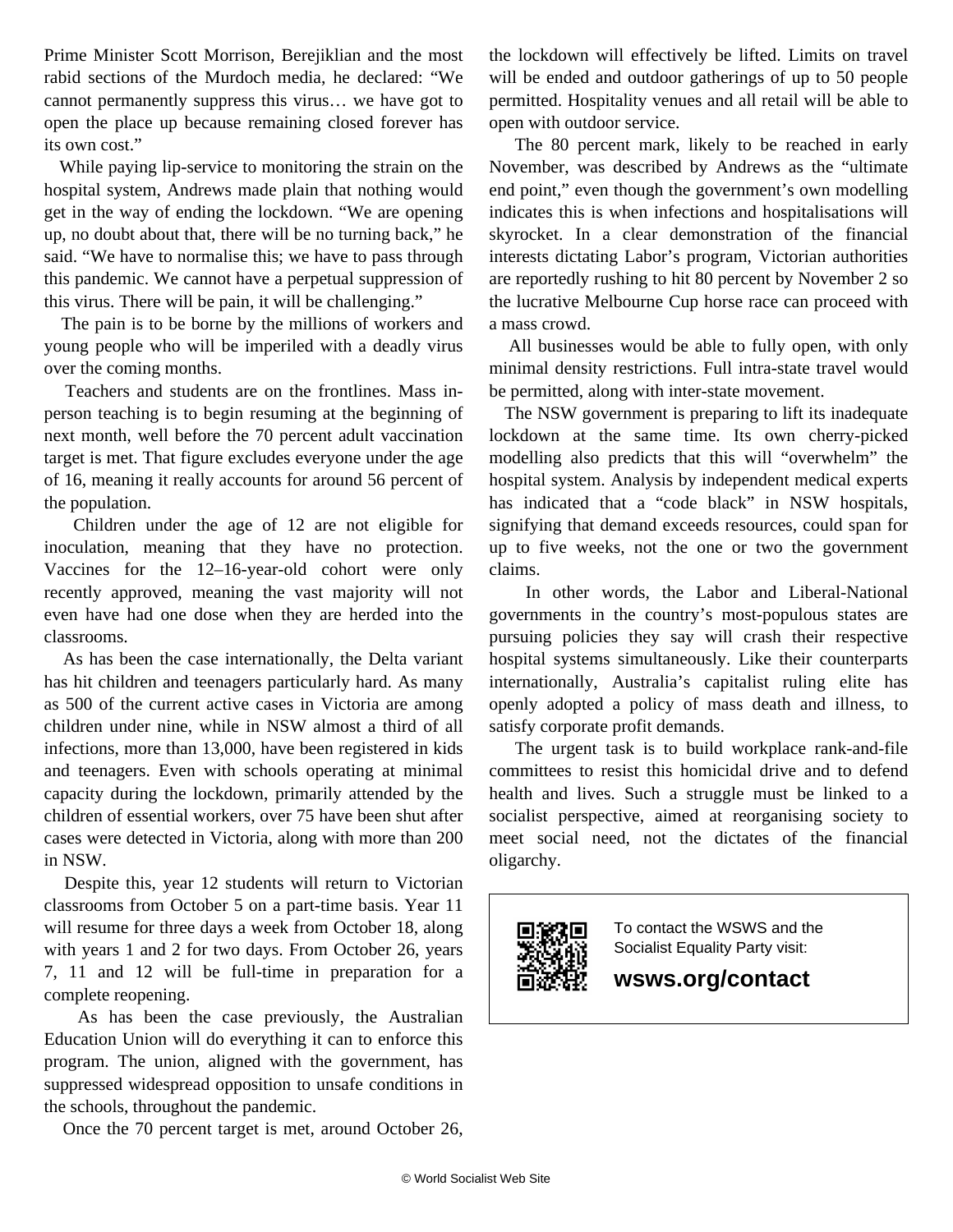Prime Minister Scott Morrison, Berejiklian and the most rabid sections of the Murdoch media, he declared: "We cannot permanently suppress this virus… we have got to open the place up because remaining closed forever has its own cost."

While paying lip-service to monitoring the strain on the hospital system, Andrews made plain that nothing would get in the way of ending the lockdown. "We are opening up, no doubt about that, there will be no turning back," he said. "We have to normalise this; we have to pass through this pandemic. We cannot have a perpetual suppression of this virus. There will be pain, it will be challenging."

The pain is to be borne by the millions of workers and young people who will be imperiled with a deadly virus over the coming months.

Teachers and students are on the frontlines. Mass in-person teaching is to begin resuming at the beginning of next month, well before the 70 percent adult vaccination target is met. That figure excludes everyone under the age of 16, meaning it really accounts for around 56 percent of the population.

Children under the age of 12 are not eligible for inoculation, meaning that they have no protection. Vaccines for the 12–16-year-old cohort were only recently approved, meaning the vast majority will not even have had one dose when they are herded into the classrooms.

As has been the case internationally, the Delta variant has hit children and teenagers particularly hard. As many as 500 of the current active cases in Victoria are among children under nine, while in NSW almost a third of all infections, more than 13,000, have been registered in kids and teenagers. Even with schools operating at minimal capacity during the lockdown, primarily attended by the children of essential workers, over 75 have been shut after cases were detected in Victoria, along with more than 200 in NSW.

Despite this, year 12 students will return to Victorian classrooms from October 5 on a part-time basis. Year 11 will resume for three days a week from October 18, along with years 1 and 2 for two days. From October 26, years 7, 11 and 12 will be full-time in preparation for a complete reopening.

As has been the case previously, the Australian Education Union will do everything it can to enforce this program. The union, aligned with the government, has suppressed widespread opposition to unsafe conditions in the schools, throughout the pandemic.

Once the 70 percent target is met, around October 26, the lockdown will effectively be lifted. Limits on travel will be ended and outdoor gatherings of up to 50 people permitted. Hospitality venues and all retail will be able to open with outdoor service.

The 80 percent mark, likely to be reached in early November, was described by Andrews as the "ultimate end point," even though the government's own modelling indicates this is when infections and hospitalisations will skyrocket. In a clear demonstration of the financial interests dictating Labor's program, Victorian authorities are reportedly rushing to hit 80 percent by November 2 so the lucrative Melbourne Cup horse race can proceed with a mass crowd.

All businesses would be able to fully open, with only minimal density restrictions. Full intra-state travel would be permitted, along with inter-state movement.

The NSW government is preparing to lift its inadequate lockdown at the same time. Its own cherry-picked modelling also predicts that this will "overwhelm" the hospital system. Analysis by independent medical experts has indicated that a "code black" in NSW hospitals, signifying that demand exceeds resources, could span for up to five weeks, not the one or two the government claims.

In other words, the Labor and Liberal-National governments in the country's most-populous states are pursuing policies they say will crash their respective hospital systems simultaneously. Like their counterparts internationally, Australia's capitalist ruling elite has openly adopted a policy of mass death and illness, to satisfy corporate profit demands.

The urgent task is to build workplace rank-and-file committees to resist this homicidal drive and to defend health and lives. Such a struggle must be linked to a socialist perspective, aimed at reorganising society to meet social need, not the dictates of the financial oligarchy.

To contact the WSWS and the Socialist Equality Party visit:

**wsws.org/contact**